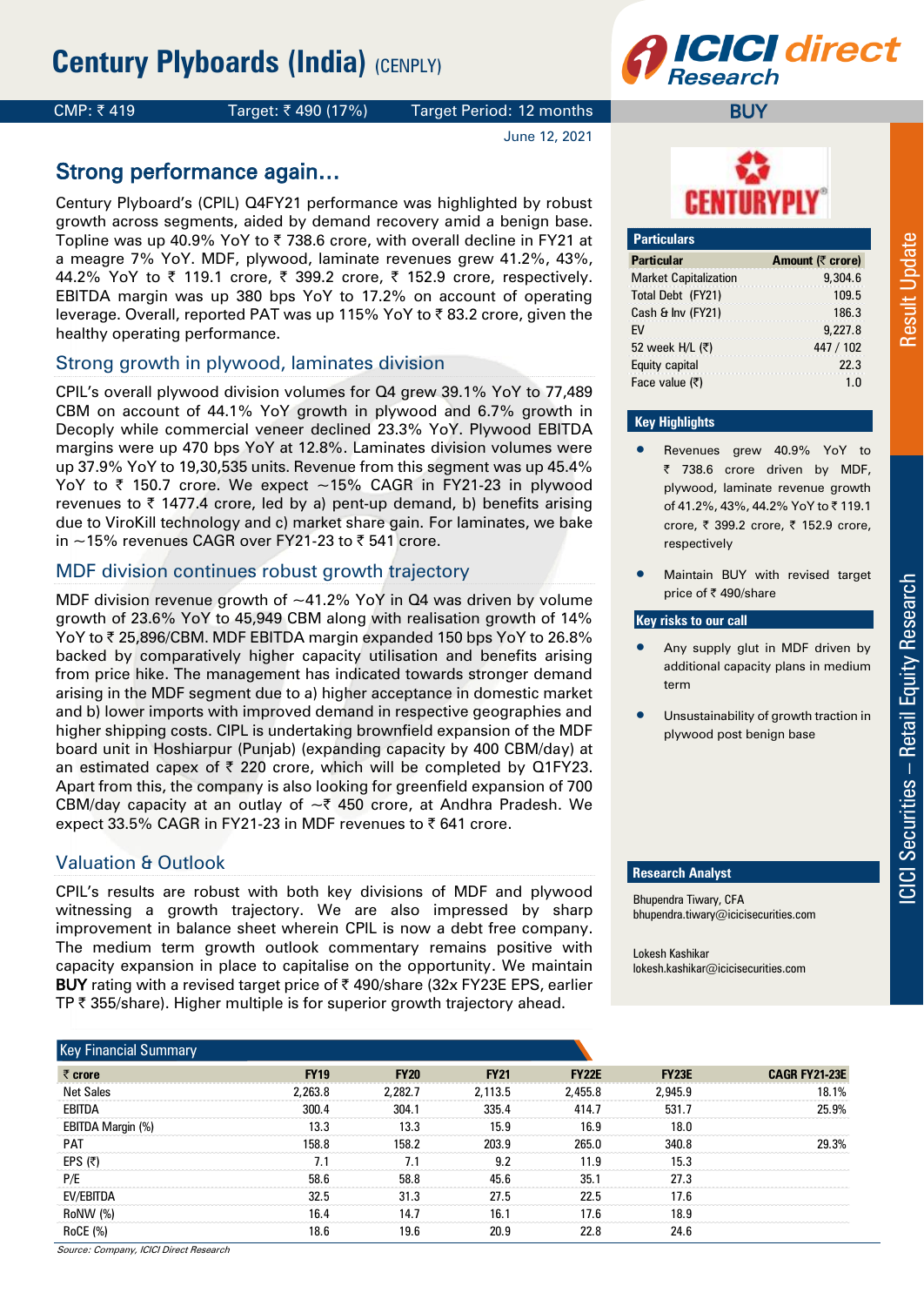# Century Plyboards (India) (CENPLY)

CMP: ₹ 419 | Target: ₹ 490 (17%) | Target Period: 12 months | **BUY**

June 12, 2021

## Strong performance again…

Century Plyboard's (CPIL) Q4FY21 performance was highlighted by robust growth across segments, aided by demand recovery amid a benign base. Topline was up 40.9% YoY to ₹ 738.6 crore, with overall decline in FY21 at a meagre 7% YoY. MDF, plywood, laminate revenues grew 41.2%, 43%, 44.2% YoY to ₹ 119.1 crore, ₹ 399.2 crore, ₹ 152.9 crore, respectively. EBITDA margin was up 380 bps YoY to 17.2% on account of operating leverage. Overall, reported PAT was up 115% YoY to ₹ 83.2 crore, given the healthy operating performance.

### Strong growth in plywood, laminates division

CPIL's overall plywood division volumes for Q4 grew 39.1% YoY to 77,489 CBM on account of 44.1% YoY growth in plywood and 6.7% growth in Decoply while commercial veneer declined 23.3% YoY. Plywood EBITDA margins were up 470 bps YoY at 12.8%. Laminates division volumes were up 37.9% YoY to 19,30,535 units. Revenue from this segment was up 45.4% YoY to ₹ 150.7 crore. We expect ~15% CAGR in FY21-23 in plywood revenues to ₹ 1477.4 crore, led by a) pent-up demand, b) benefits arising due to ViroKill technology and c) market share gain. For laminates, we bake in ~15% revenues CAGR over FY21-23 to ₹ 541 crore.

### MDF division continues robust growth trajectory

MDF division revenue growth of ~41.2% YoY in Q4 was driven by volume growth of 23.6% YoY to 45,949 CBM along with realisation growth of 14% YoY to ₹ 25,896/CBM. MDF EBITDA margin expanded 150 bps YoY to 26.8% backed by comparatively higher capacity utilisation and benefits arising from price hike. The management has indicated towards stronger demand arising in the MDF segment due to a) higher acceptance in domestic market and b) lower imports with improved demand in respective geographies and higher shipping costs. CIPL is undertaking brownfield expansion of the MDF board unit in Hoshiarpur (Punjab) (expanding capacity by 400 CBM/day) at an estimated capex of ₹ 220 crore, which will be completed by Q1FY23. Apart from this, the company is also looking for greenfield expansion of 700 CBM/day capacity at an outlay of ~₹ 450 crore, at Andhra Pradesh. We expect 33.5% CAGR in FY21-23 in MDF revenues to ₹ 641 crore.

### Valuation & Outlook

CPIL's results are robust with both key divisions of MDF and plywood witnessing a growth trajectory. We are also impressed by sharp improvement in balance sheet wherein CPIL is now a debt free company. The medium term growth outlook commentary remains positive with capacity expansion in place to capitalise on the opportunity. We maintain **BUY** rating with a revised target price of ₹ 490/share (32x FY23E EPS, earlier TP ₹ 355/share). Higher multiple is for superior growth trajectory ahead.

#### Particulars

| Particular | Amount (₹ crore) |
|---|---|
| Market Capitalization | 9,304.6 |
| Total Debt (FY21) | 109.5 |
| Cash & Inv (FY21) | 186.3 |
| EV | 9,227.8 |
| 52 week H/L (₹) | 447 / 102 |
| Equity capital | 22.3 |
| Face value (₹) | 1.0 |

#### Key Highlights

- Revenues grew 40.9% YoY to ₹ 738.6 crore driven by MDF, plywood, laminate revenue growth of 41.2%, 43%, 44.2% YoY to ₹ 119.1 crore, ₹ 399.2 crore, ₹ 152.9 crore, respectively
- Maintain BUY with revised target price of ₹ 490/share

#### Key risks to our call

- Any supply glut in MDF driven by additional capacity plans in medium term
- Unsustainability of growth traction in plywood post benign base

#### Research Analyst

Bhupendra Tiwary, CFA
bhupendra.tiwary@icicisecurities.com

Lokesh Kashikar
lokesh.kashikar@icicisecurities.com

#### Key Financial Summary

| ₹ crore | FY19 | FY20 | FY21 | FY22E | FY23E | CAGR FY21-23E |
|---|---|---|---|---|---|---|
| Net Sales | 2,263.8 | 2,282.7 | 2,113.5 | 2,455.8 | 2,945.9 | 18.1% |
| EBITDA | 300.4 | 304.1 | 335.4 | 414.7 | 531.7 | 25.9% |
| EBITDA Margin (%) | 13.3 | 13.3 | 15.9 | 16.9 | 18.0 | |
| PAT | 158.8 | 158.2 | 203.9 | 265.0 | 340.8 | 29.3% |
| EPS (₹) | 7.1 | 7.1 | 9.2 | 11.9 | 15.3 | |
| P/E | 58.6 | 58.8 | 45.6 | 35.1 | 27.3 | |
| EV/EBITDA | 32.5 | 31.3 | 27.5 | 22.5 | 17.6 | |
| RoNW (%) | 16.4 | 14.7 | 16.1 | 17.6 | 18.9 | |
| RoCE (%) | 18.6 | 19.6 | 20.9 | 22.8 | 24.6 | |

*Source: Company, ICICI Direct Research*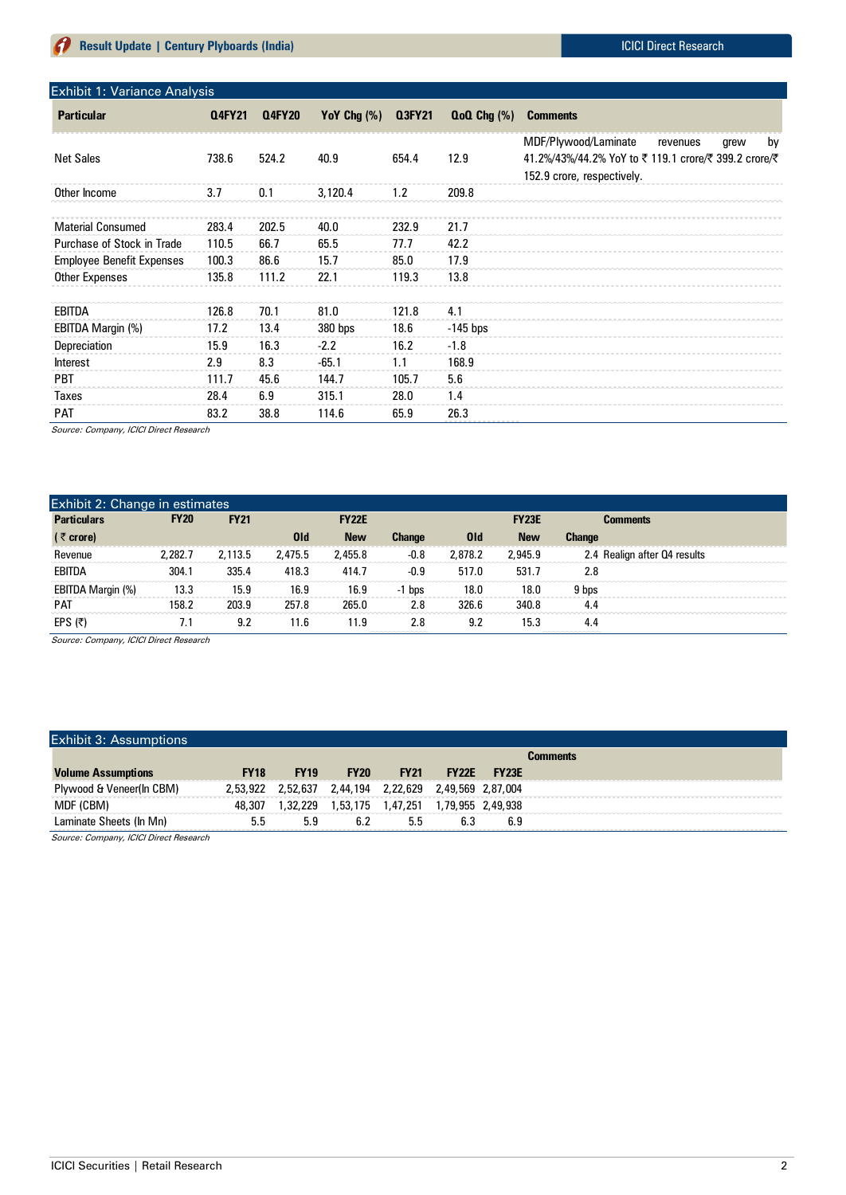### Exhibit 1: Variance Analysis

| Particular | Q4FY21 | Q4FY20 | YoY Chg (%) | Q3FY21 | QoQ Chg (%) | Comments |
|---|---|---|---|---|---|---|
| Net Sales | 738.6 | 524.2 | 40.9 | 654.4 | 12.9 | MDF/Plywood/Laminate revenues grew by 41.2%/43%/44.2% YoY to ₹ 119.1 crore/₹ 399.2 crore/₹ 152.9 crore, respectively. |
| Other Income | 3.7 | 0.1 | 3,120.4 | 1.2 | 209.8 | |
| Material Consumed | 283.4 | 202.5 | 40.0 | 232.9 | 21.7 | |
| Purchase of Stock in Trade | 110.5 | 66.7 | 65.5 | 77.7 | 42.2 | |
| Employee Benefit Expenses | 100.3 | 86.6 | 15.7 | 85.0 | 17.9 | |
| Other Expenses | 135.8 | 111.2 | 22.1 | 119.3 | 13.8 | |
| EBITDA | 126.8 | 70.1 | 81.0 | 121.8 | 4.1 | |
| EBITDA Margin (%) | 17.2 | 13.4 | 380 bps | 18.6 | -145 bps | |
| Depreciation | 15.9 | 16.3 | -2.2 | 16.2 | -1.8 | |
| Interest | 2.9 | 8.3 | -65.1 | 1.1 | 168.9 | |
| PBT | 111.7 | 45.6 | 144.7 | 105.7 | 5.6 | |
| Taxes | 28.4 | 6.9 | 315.1 | 28.0 | 1.4 | |
| PAT | 83.2 | 38.8 | 114.6 | 65.9 | 26.3 | |

*Source: Company, ICICI Direct Research*

### Exhibit 2: Change in estimates

| Particulars | FY20 | FY21 | FY22E | | | FY23E | | | Comments |
|---|---|---|---|---|---|---|---|---|---|
| (₹ crore) | | | Old | New | Change | Old | New | Change | |
| Revenue | 2,282.7 | 2,113.5 | 2,475.5 | 2,455.8 | -0.8 | 2,878.2 | 2,945.9 | 2.4 | Realign after Q4 results |
| EBITDA | 304.1 | 335.4 | 418.3 | 414.7 | -0.9 | 517.0 | 531.7 | 2.8 | |
| EBITDA Margin (%) | 13.3 | 15.9 | 16.9 | 16.9 | -1 bps | 18.0 | 18.0 | 9 bps | |
| PAT | 158.2 | 203.9 | 257.8 | 265.0 | 2.8 | 326.6 | 340.8 | 4.4 | |
| EPS (₹) | 7.1 | 9.2 | 11.6 | 11.9 | 2.8 | 9.2 | 15.3 | 4.4 | |

*Source: Company, ICICI Direct Research*

### Exhibit 3: Assumptions

| Volume Assumptions | FY18 | FY19 | FY20 | FY21 | FY22E | FY23E | Comments |
|---|---|---|---|---|---|---|---|
| Plywood & Veneer(In CBM) | 2,53,922 | 2,52,637 | 2,44,194 | 2,22,629 | 2,49,569 | 2,87,004 | |
| MDF (CBM) | 48,307 | 1,32,229 | 1,53,175 | 1,47,251 | 1,79,955 | 2,49,938 | |
| Laminate Sheets (In Mn) | 5.5 | 5.9 | 6.2 | 5.5 | 6.3 | 6.9 | |

*Source: Company, ICICI Direct Research*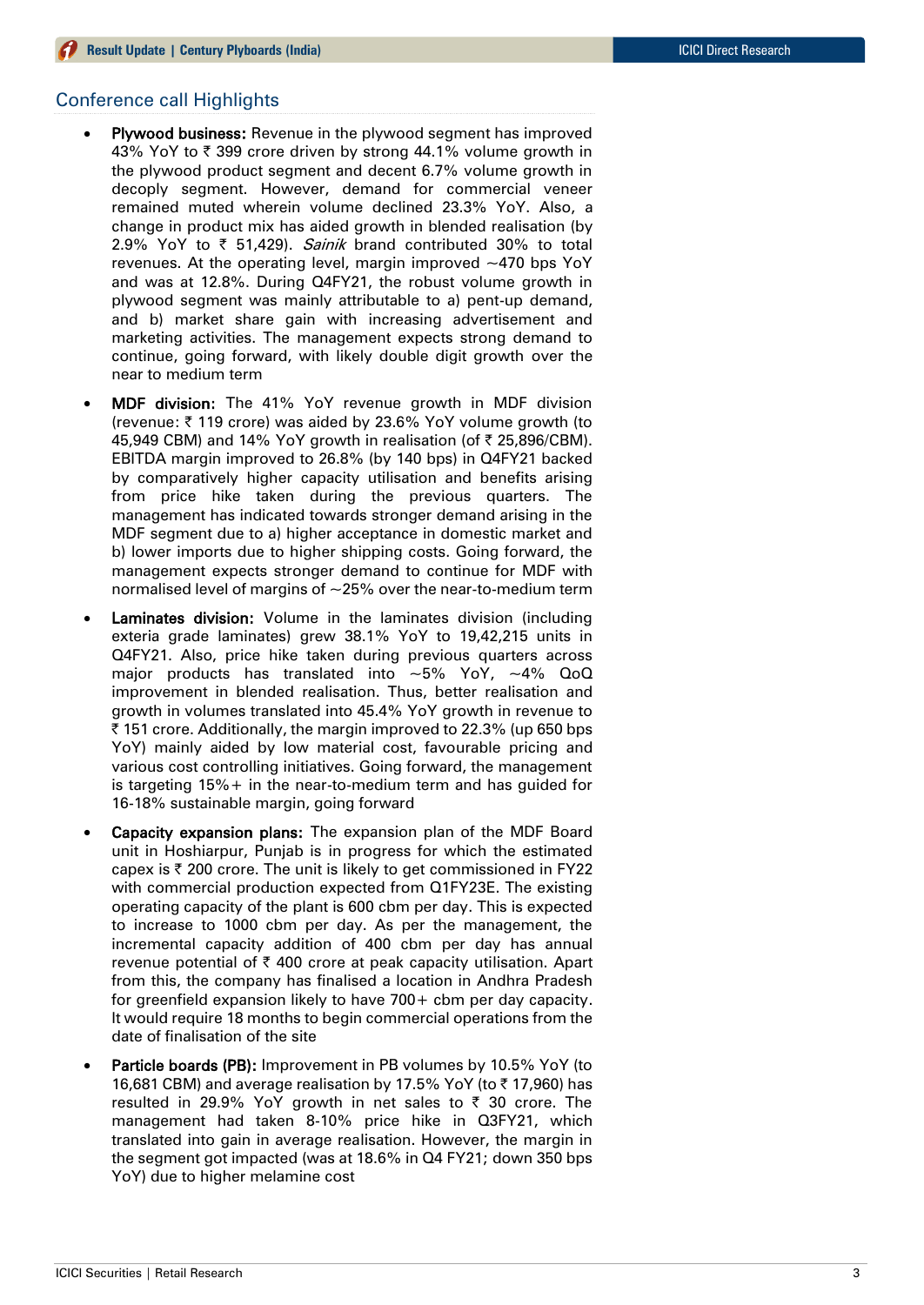## Conference call Highlights

- **Plywood business:** Revenue in the plywood segment has improved 43% YoY to ₹ 399 crore driven by strong 44.1% volume growth in the plywood product segment and decent 6.7% volume growth in decoply segment. However, demand for commercial veneer remained muted wherein volume declined 23.3% YoY. Also, a change in product mix has aided growth in blended realisation (by 2.9% YoY to ₹ 51,429). *Sainik* brand contributed 30% to total revenues. At the operating level, margin improved ~470 bps YoY and was at 12.8%. During Q4FY21, the robust volume growth in plywood segment was mainly attributable to a) pent-up demand, and b) market share gain with increasing advertisement and marketing activities. The management expects strong demand to continue, going forward, with likely double digit growth over the near to medium term
- **MDF division:** The 41% YoY revenue growth in MDF division (revenue: ₹ 119 crore) was aided by 23.6% YoY volume growth (to 45,949 CBM) and 14% YoY growth in realisation (of ₹ 25,896/CBM). EBITDA margin improved to 26.8% (by 140 bps) in Q4FY21 backed by comparatively higher capacity utilisation and benefits arising from price hike taken during the previous quarters. The management has indicated towards stronger demand arising in the MDF segment due to a) higher acceptance in domestic market and b) lower imports due to higher shipping costs. Going forward, the management expects stronger demand to continue for MDF with normalised level of margins of ~25% over the near-to-medium term
- **Laminates division:** Volume in the laminates division (including exteria grade laminates) grew 38.1% YoY to 19,42,215 units in Q4FY21. Also, price hike taken during previous quarters across major products has translated into ~5% YoY, ~4% QoQ improvement in blended realisation. Thus, better realisation and growth in volumes translated into 45.4% YoY growth in revenue to ₹ 151 crore. Additionally, the margin improved to 22.3% (up 650 bps YoY) mainly aided by low material cost, favourable pricing and various cost controlling initiatives. Going forward, the management is targeting 15%+ in the near-to-medium term and has guided for 16-18% sustainable margin, going forward
- **Capacity expansion plans:** The expansion plan of the MDF Board unit in Hoshiarpur, Punjab is in progress for which the estimated capex is ₹ 200 crore. The unit is likely to get commissioned in FY22 with commercial production expected from Q1FY23E. The existing operating capacity of the plant is 600 cbm per day. This is expected to increase to 1000 cbm per day. As per the management, the incremental capacity addition of 400 cbm per day has annual revenue potential of ₹ 400 crore at peak capacity utilisation. Apart from this, the company has finalised a location in Andhra Pradesh for greenfield expansion likely to have 700+ cbm per day capacity. It would require 18 months to begin commercial operations from the date of finalisation of the site
- **Particle boards (PB):** Improvement in PB volumes by 10.5% YoY (to 16,681 CBM) and average realisation by 17.5% YoY (to ₹ 17,960) has resulted in 29.9% YoY growth in net sales to ₹ 30 crore. The management had taken 8-10% price hike in Q3FY21, which translated into gain in average realisation. However, the margin in the segment got impacted (was at 18.6% in Q4 FY21; down 350 bps YoY) due to higher melamine cost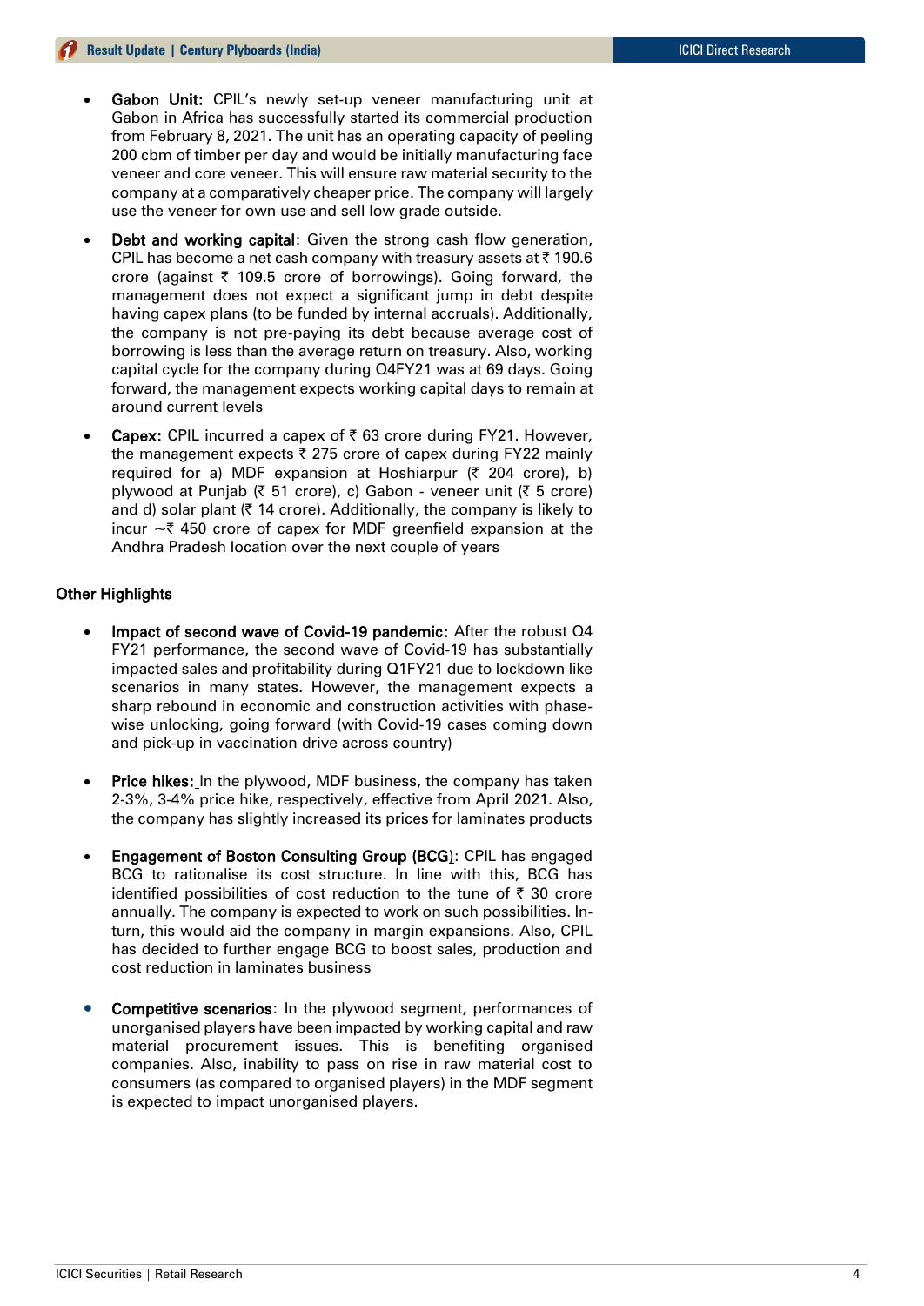- **Gabon Unit:** CPIL's newly set-up veneer manufacturing unit at Gabon in Africa has successfully started its commercial production from February 8, 2021. The unit has an operating capacity of peeling 200 cbm of timber per day and would be initially manufacturing face veneer and core veneer. This will ensure raw material security to the company at a comparatively cheaper price. The company will largely use the veneer for own use and sell low grade outside.
- **Debt and working capital**: Given the strong cash flow generation, CPIL has become a net cash company with treasury assets at ₹ 190.6 crore (against ₹ 109.5 crore of borrowings). Going forward, the management does not expect a significant jump in debt despite having capex plans (to be funded by internal accruals). Additionally, the company is not pre-paying its debt because average cost of borrowing is less than the average return on treasury. Also, working capital cycle for the company during Q4FY21 was at 69 days. Going forward, the management expects working capital days to remain at around current levels
- **Capex:** CPIL incurred a capex of ₹ 63 crore during FY21. However, the management expects ₹ 275 crore of capex during FY22 mainly required for a) MDF expansion at Hoshiarpur (₹ 204 crore), b) plywood at Punjab (₹ 51 crore), c) Gabon - veneer unit (₹ 5 crore) and d) solar plant (₹ 14 crore). Additionally, the company is likely to incur ~₹ 450 crore of capex for MDF greenfield expansion at the Andhra Pradesh location over the next couple of years

## Other Highlights

- **Impact of second wave of Covid-19 pandemic:** After the robust Q4 FY21 performance, the second wave of Covid-19 has substantially impacted sales and profitability during Q1FY21 due to lockdown like scenarios in many states. However, the management expects a sharp rebound in economic and construction activities with phase-wise unlocking, going forward (with Covid-19 cases coming down and pick-up in vaccination drive across country)
- **Price hikes:** In the plywood, MDF business, the company has taken 2-3%, 3-4% price hike, respectively, effective from April 2021. Also, the company has slightly increased its prices for laminates products
- **Engagement of Boston Consulting Group (BCG)**: CPIL has engaged BCG to rationalise its cost structure. In line with this, BCG has identified possibilities of cost reduction to the tune of ₹ 30 crore annually. The company is expected to work on such possibilities. In-turn, this would aid the company in margin expansions. Also, CPIL has decided to further engage BCG to boost sales, production and cost reduction in laminates business
- **Competitive scenarios**: In the plywood segment, performances of unorganised players have been impacted by working capital and raw material procurement issues. This is benefiting organised companies. Also, inability to pass on rise in raw material cost to consumers (as compared to organised players) in the MDF segment is expected to impact unorganised players.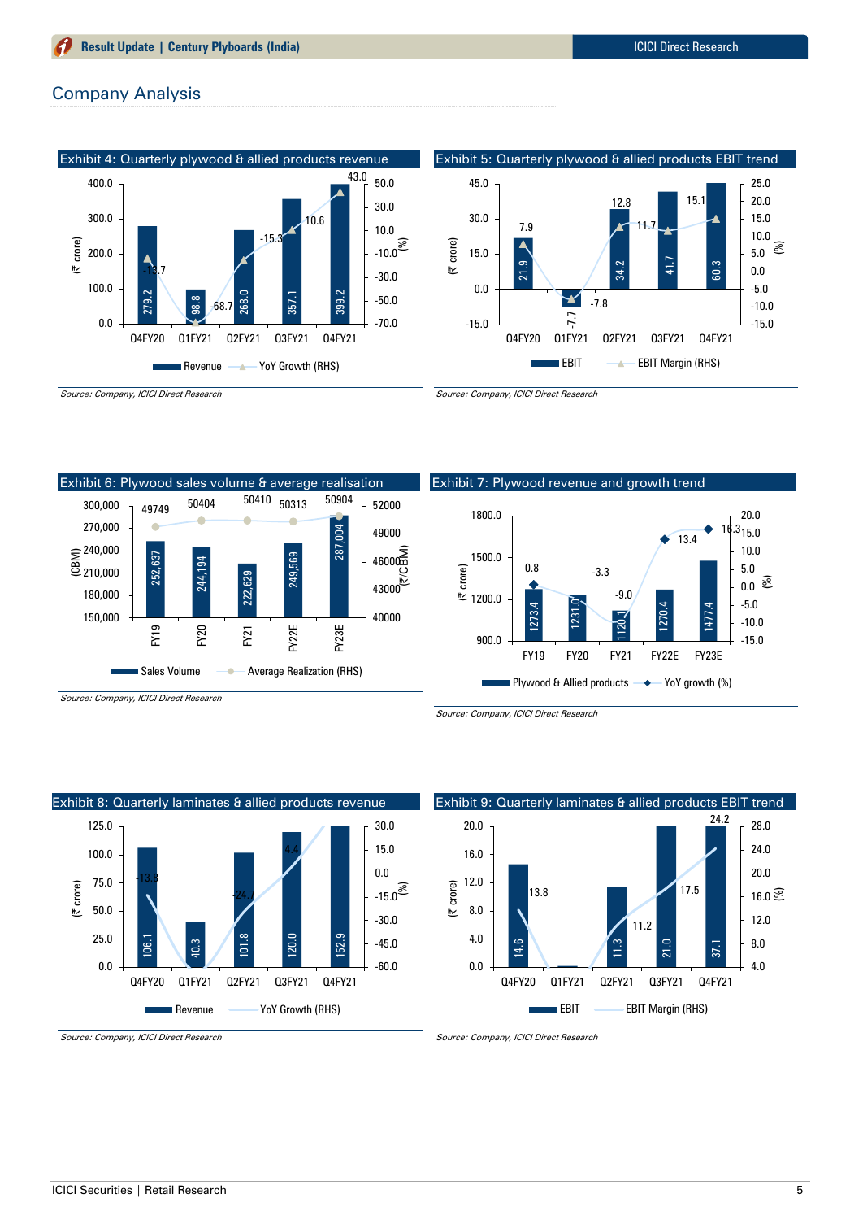## Company Analysis

**Exhibit 4: Quarterly plywood & allied products revenue**

| | Q4FY20 | Q1FY21 | Q2FY21 | Q3FY21 | Q4FY21 |
|---|---|---|---|---|---|
| Revenue (₹ crore) | 279.2 | 98.8 | 268.0 | 357.1 | 399.2 |
| YoY Growth (RHS) (%) | -13.7 | -68.7 | -15.3 | 10.6 | 43.0 |

*Source: Company, ICICI Direct Research*

**Exhibit 5: Quarterly plywood & allied products EBIT trend**

| | Q4FY20 | Q1FY21 | Q2FY21 | Q3FY21 | Q4FY21 |
|---|---|---|---|---|---|
| EBIT (₹ crore) | 21.9 | -7.7 | 34.2 | 41.7 | 60.3 |
| EBIT Margin (RHS) (%) | 7.9 | -7.8 | 12.8 | 11.7 | 15.1 |

*Source: Company, ICICI Direct Research*

**Exhibit 6: Plywood sales volume & average realisation**

| | FY19 | FY20 | FY21 | FY22E | FY23E |
|---|---|---|---|---|---|
| Sales Volume (CBM) | 252,637 | 244,194 | 222,629 | 249,569 | 287,004 |
| Average Realization (RHS) (₹/CBM) | 49749 | 50404 | 50410 | 50313 | 50904 |

*Source: Company, ICICI Direct Research*

**Exhibit 7: Plywood revenue and growth trend**

| | FY19 | FY20 | FY21 | FY22E | FY23E |
|---|---|---|---|---|---|
| Plywood & Allied products (₹ crore) | 1273.4 | 1231.0 | 1120.1 | 1270.4 | 1477.4 |
| YoY growth (%) | 0.8 | -3.3 | -9.0 | 13.4 | 16.3 |

*Source: Company, ICICI Direct Research*

**Exhibit 8: Quarterly laminates & allied products revenue**

| | Q4FY20 | Q1FY21 | Q2FY21 | Q3FY21 | Q4FY21 |
|---|---|---|---|---|---|
| Revenue (₹ crore) | 106.1 | 40.3 | 101.8 | 120.0 | 152.9 |
| YoY Growth (RHS) (%) | -13.8 | | -24.7 | 4.4 | |

*Source: Company, ICICI Direct Research*

**Exhibit 9: Quarterly laminates & allied products EBIT trend**

| | Q4FY20 | Q1FY21 | Q2FY21 | Q3FY21 | Q4FY21 |
|---|---|---|---|---|---|
| EBIT (₹ crore) | 14.6 | | 11.3 | 21.0 | 37.1 |
| EBIT Margin (RHS) (%) | 13.8 | | 11.2 | 17.5 | 24.2 |

*Source: Company, ICICI Direct Research*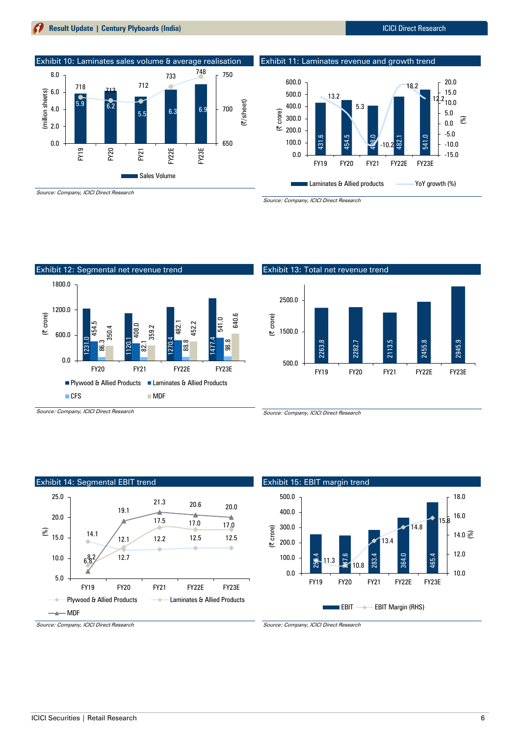### Exhibit 10: Laminates sales volume & average realisation

| | FY19 | FY20 | FY21 | FY22E | FY23E |
|---|---|---|---|---|---|
| Sales Volume (million sheets) | 5.9 | 6.2 | 5.5 | 6.3 | 6.9 |
| Average realisation (₹/sheet) | 718 | 713 | 712 | 733 | 748 |

*Source: Company, ICICI Direct Research*

### Exhibit 11: Laminates revenue and growth trend

| | FY19 | FY20 | FY21 | FY22E | FY23E |
|---|---|---|---|---|---|
| Laminates & Allied products (₹ crore) | 431.6 | 454.5 | 408.0 | 482.1 | 541.0 |
| YoY growth (%) | 13.2 | 5.3 | -10.2 | 18.2 | 12.2 |

*Source: Company, ICICI Direct Research*

### Exhibit 12: Segmental net revenue trend

| (₹ crore) | FY20 | FY21 | FY22E | FY23E |
|---|---|---|---|---|
| Plywood & Allied Products | 1231.0 | 1120.1 | 1270.4 | 1477.4 |
| Laminates & Allied Products | 454.5 | 408.0 | 482.1 | 541.0 |
| CFS | 86.3 | 82.1 | 88.8 | 98.8 |
| MDF | 350.4 | 359.2 | 452.2 | 640.6 |

*Source: Company, ICICI Direct Research*

### Exhibit 13: Total net revenue trend

| | FY19 | FY20 | FY21 | FY22E | FY23E |
|---|---|---|---|---|---|
| Total net revenue (₹ crore) | 2263.8 | 2282.7 | 2113.5 | 2455.8 | 2945.9 |

*Source: Company, ICICI Direct Research*

### Exhibit 14: Segmental EBIT trend

| (%) | FY19 | FY20 | FY21 | FY22E | FY23E |
|---|---|---|---|---|---|
| Plywood & Allied Products | 14.1 | 12.1 | 12.2 | 12.5 | 12.5 |
| Laminates & Allied Products | 8.2 | 12.7 | 17.5 | 17.0 | 17.0 |
| MDF | 6.8 | 19.1 | 21.3 | 20.6 | 20.0 |

*Source: Company, ICICI Direct Research*

### Exhibit 15: EBIT margin trend

| | FY19 | FY20 | FY21 | FY22E | FY23E |
|---|---|---|---|---|---|
| EBIT (₹ crore) | 256.4 | 247.6 | 283.4 | 364.0 | 465.4 |
| EBIT Margin (RHS) (%) | 11.3 | 10.8 | 13.4 | 14.8 | 15.8 |

*Source: Company, ICICI Direct Research*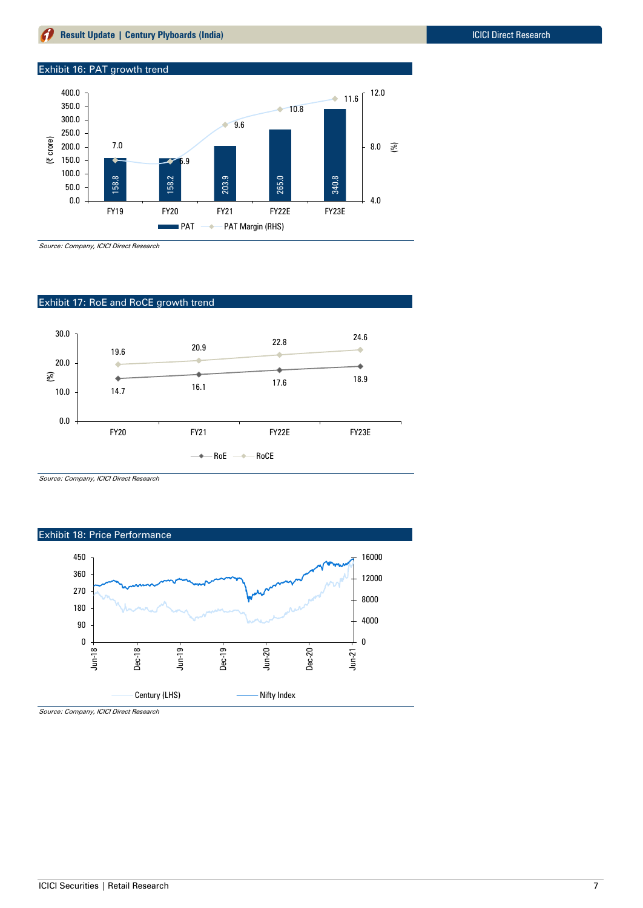### Exhibit 16: PAT growth trend

| | FY19 | FY20 | FY21 | FY22E | FY23E |
|---|---|---|---|---|---|
| PAT (₹ crore) | 158.8 | 158.2 | 203.9 | 265.0 | 340.8 |
| PAT Margin (RHS) (%) | 7.0 | 6.9 | 9.6 | 10.8 | 11.6 |

*Source: Company, ICICI Direct Research*

### Exhibit 17: RoE and RoCE growth trend

| (%) | FY20 | FY21 | FY22E | FY23E |
|---|---|---|---|---|
| RoE | 14.7 | 16.1 | 17.6 | 18.9 |
| RoCE | 19.6 | 20.9 | 22.8 | 24.6 |

*Source: Company, ICICI Direct Research*

### Exhibit 18: Price Performance

Century (LHS) — Nifty Index

*Source: Company, ICICI Direct Research*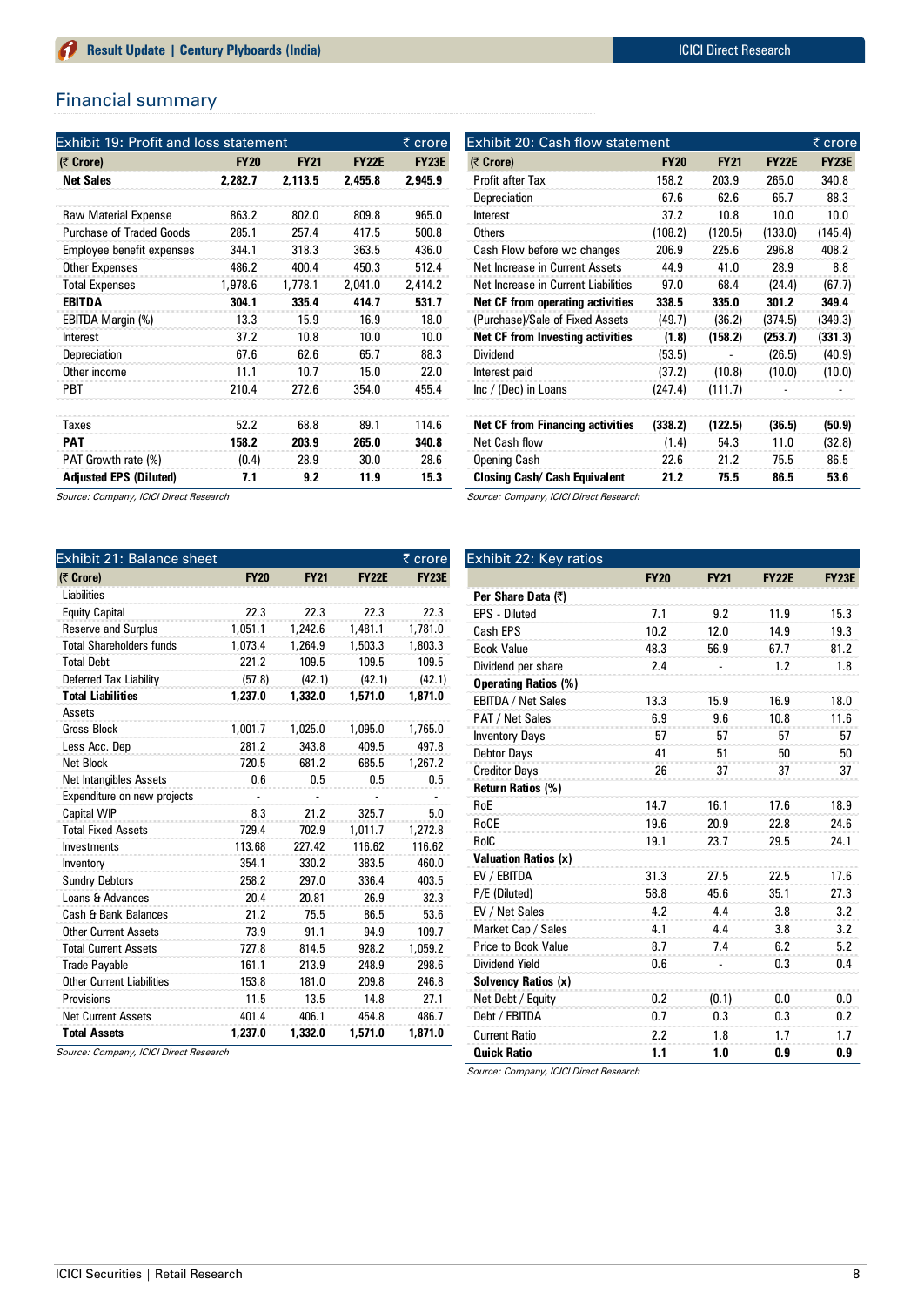## Financial summary

**Exhibit 19: Profit and loss statement** (₹ crore)

| (₹ Crore) | FY20 | FY21 | FY22E | FY23E |
|---|---|---|---|---|
| **Net Sales** | **2,282.7** | **2,113.5** | **2,455.8** | **2,945.9** |
| | | | | |
| Raw Material Expense | 863.2 | 802.0 | 809.8 | 965.0 |
| Purchase of Traded Goods | 285.1 | 257.4 | 417.5 | 500.8 |
| Employee benefit expenses | 344.1 | 318.3 | 363.5 | 436.0 |
| Other Expenses | 486.2 | 400.4 | 450.3 | 512.4 |
| Total Expenses | 1,978.6 | 1,778.1 | 2,041.0 | 2,414.2 |
| **EBITDA** | **304.1** | **335.4** | **414.7** | **531.7** |
| EBITDA Margin (%) | 13.3 | 15.9 | 16.9 | 18.0 |
| Interest | 37.2 | 10.8 | 10.0 | 10.0 |
| Depreciation | 67.6 | 62.6 | 65.7 | 88.3 |
| Other income | 11.1 | 10.7 | 15.0 | 22.0 |
| PBT | 210.4 | 272.6 | 354.0 | 455.4 |
| | | | | |
| Taxes | 52.2 | 68.8 | 89.1 | 114.6 |
| **PAT** | **158.2** | **203.9** | **265.0** | **340.8** |
| PAT Growth rate (%) | (0.4) | 28.9 | 30.0 | 28.6 |
| **Adjusted EPS (Diluted)** | **7.1** | **9.2** | **11.9** | **15.3** |

*Source: Company, ICICI Direct Research*

**Exhibit 20: Cash flow statement** (₹ crore)

| (₹ Crore) | FY20 | FY21 | FY22E | FY23E |
|---|---|---|---|---|
| Profit after Tax | 158.2 | 203.9 | 265.0 | 340.8 |
| Depreciation | 67.6 | 62.6 | 65.7 | 88.3 |
| Interest | 37.2 | 10.8 | 10.0 | 10.0 |
| Others | (108.2) | (120.5) | (133.0) | (145.4) |
| Cash Flow before wc changes | 206.9 | 225.6 | 296.8 | 408.2 |
| Net Increase in Current Assets | 44.9 | 41.0 | 28.9 | 8.8 |
| Net Increase in Current Liabilities | 97.0 | 68.4 | (24.4) | (67.7) |
| **Net CF from operating activities** | **338.5** | **335.0** | **301.2** | **349.4** |
| (Purchase)/Sale of Fixed Assets | (49.7) | (36.2) | (374.5) | (349.3) |
| **Net CF from Investing activities** | **(1.8)** | **(158.2)** | **(253.7)** | **(331.3)** |
| Dividend | (53.5) | - | (26.5) | (40.9) |
| Interest paid | (37.2) | (10.8) | (10.0) | (10.0) |
| Inc / (Dec) in Loans | (247.4) | (111.7) | - | - |
| | | | | |
| **Net CF from Financing activities** | **(338.2)** | **(122.5)** | **(36.5)** | **(50.9)** |
| Net Cash flow | (1.4) | 54.3 | 11.0 | (32.8) |
| Opening Cash | 22.6 | 21.2 | 75.5 | 86.5 |
| **Closing Cash/ Cash Equivalent** | **21.2** | **75.5** | **86.5** | **53.6** |

*Source: Company, ICICI Direct Research*

**Exhibit 21: Balance sheet** (₹ crore)

| (₹ Crore) | FY20 | FY21 | FY22E | FY23E |
|---|---|---|---|---|
| Liabilities | | | | |
| Equity Capital | 22.3 | 22.3 | 22.3 | 22.3 |
| Reserve and Surplus | 1,051.1 | 1,242.6 | 1,481.1 | 1,781.0 |
| Total Shareholders funds | 1,073.4 | 1,264.9 | 1,503.3 | 1,803.3 |
| Total Debt | 221.2 | 109.5 | 109.5 | 109.5 |
| Deferred Tax Liability | (57.8) | (42.1) | (42.1) | (42.1) |
| **Total Liabilities** | **1,237.0** | **1,332.0** | **1,571.0** | **1,871.0** |
| Assets | | | | |
| Gross Block | 1,001.7 | 1,025.0 | 1,095.0 | 1,765.0 |
| Less Acc. Dep | 281.2 | 343.8 | 409.5 | 497.8 |
| Net Block | 720.5 | 681.2 | 685.5 | 1,267.2 |
| Net Intangibles Assets | 0.6 | 0.5 | 0.5 | 0.5 |
| Expenditure on new projects | - | - | - | - |
| Capital WIP | 8.3 | 21.2 | 325.7 | 5.0 |
| Total Fixed Assets | 729.4 | 702.9 | 1,011.7 | 1,272.8 |
| Investments | 113.68 | 227.42 | 116.62 | 116.62 |
| Inventory | 354.1 | 330.2 | 383.5 | 460.0 |
| Sundry Debtors | 258.2 | 297.0 | 336.4 | 403.5 |
| Loans & Advances | 20.4 | 20.81 | 26.9 | 32.3 |
| Cash & Bank Balances | 21.2 | 75.5 | 86.5 | 53.6 |
| Other Current Assets | 73.9 | 91.1 | 94.9 | 109.7 |
| Total Current Assets | 727.8 | 814.5 | 928.2 | 1,059.2 |
| Trade Payable | 161.1 | 213.9 | 248.9 | 298.6 |
| Other Current Liabilities | 153.8 | 181.0 | 209.8 | 246.8 |
| Provisions | 11.5 | 13.5 | 14.8 | 27.1 |
| Net Current Assets | 401.4 | 406.1 | 454.8 | 486.7 |
| **Total Assets** | **1,237.0** | **1,332.0** | **1,571.0** | **1,871.0** |

*Source: Company, ICICI Direct Research*

**Exhibit 22: Key ratios**

| | FY20 | FY21 | FY22E | FY23E |
|---|---|---|---|---|
| **Per Share Data (₹)** | | | | |
| EPS - Diluted | 7.1 | 9.2 | 11.9 | 15.3 |
| Cash EPS | 10.2 | 12.0 | 14.9 | 19.3 |
| Book Value | 48.3 | 56.9 | 67.7 | 81.2 |
| Dividend per share | 2.4 | - | 1.2 | 1.8 |
| **Operating Ratios (%)** | | | | |
| EBITDA / Net Sales | 13.3 | 15.9 | 16.9 | 18.0 |
| PAT / Net Sales | 6.9 | 9.6 | 10.8 | 11.6 |
| Inventory Days | 57 | 57 | 57 | 57 |
| Debtor Days | 41 | 51 | 50 | 50 |
| Creditor Days | 26 | 37 | 37 | 37 |
| **Return Ratios (%)** | | | | |
| RoE | 14.7 | 16.1 | 17.6 | 18.9 |
| RoCE | 19.6 | 20.9 | 22.8 | 24.6 |
| RoIC | 19.1 | 23.7 | 29.5 | 24.1 |
| **Valuation Ratios (x)** | | | | |
| EV / EBITDA | 31.3 | 27.5 | 22.5 | 17.6 |
| P/E (Diluted) | 58.8 | 45.6 | 35.1 | 27.3 |
| EV / Net Sales | 4.2 | 4.4 | 3.8 | 3.2 |
| Market Cap / Sales | 4.1 | 4.4 | 3.8 | 3.2 |
| Price to Book Value | 8.7 | 7.4 | 6.2 | 5.2 |
| Dividend Yield | 0.6 | - | 0.3 | 0.4 |
| **Solvency Ratios (x)** | | | | |
| Net Debt / Equity | 0.2 | (0.1) | 0.0 | 0.0 |
| Debt / EBITDA | 0.7 | 0.3 | 0.3 | 0.2 |
| Current Ratio | 2.2 | 1.8 | 1.7 | 1.7 |
| **Quick Ratio** | **1.1** | **1.0** | **0.9** | **0.9** |

*Source: Company, ICICI Direct Research*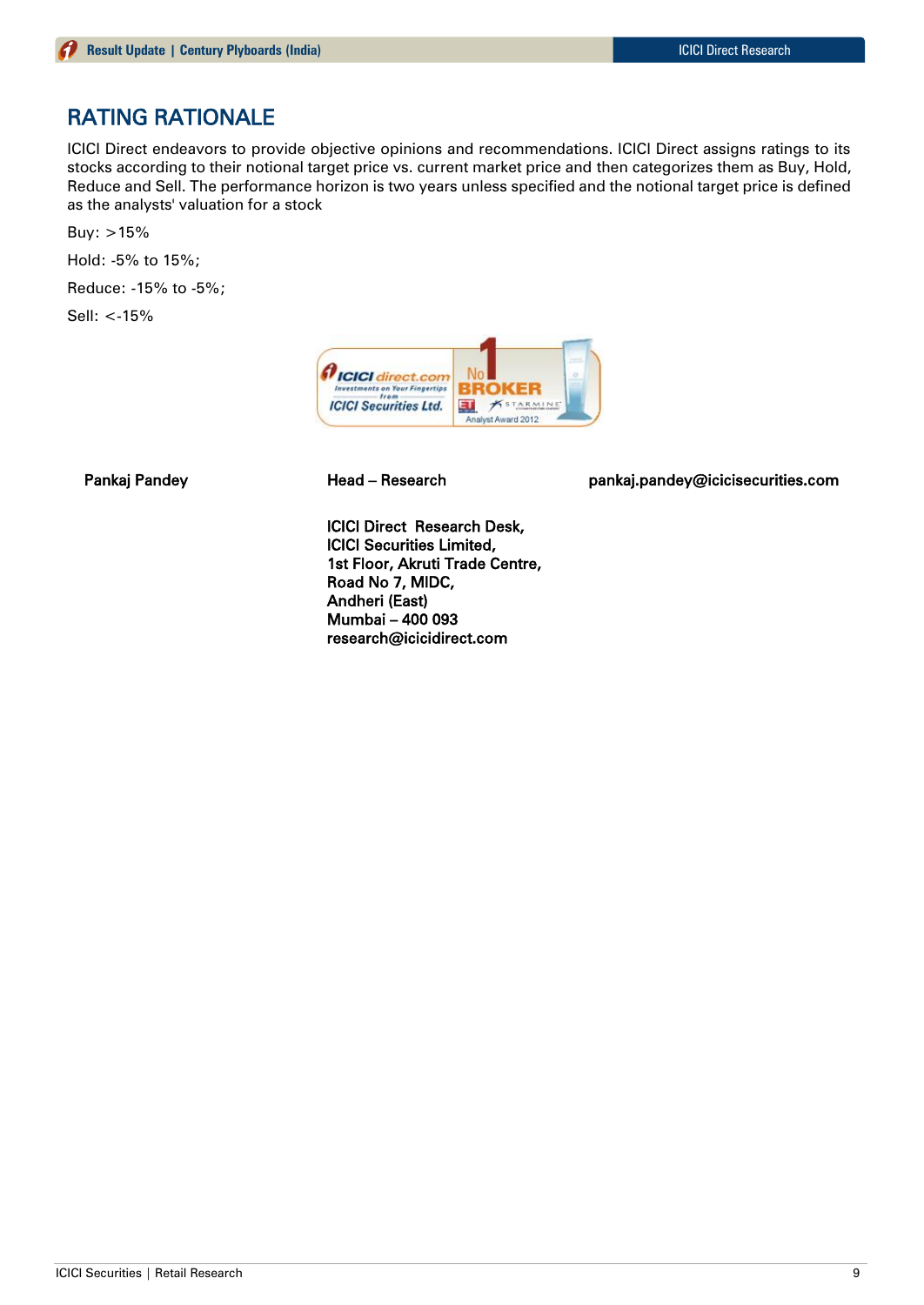# RATING RATIONALE

ICICI Direct endeavors to provide objective opinions and recommendations. ICICI Direct assigns ratings to its stocks according to their notional target price vs. current market price and then categorizes them as Buy, Hold, Reduce and Sell. The performance horizon is two years unless specified and the notional target price is defined as the analysts' valuation for a stock

Buy: >15%

Hold: -5% to 15%;

Reduce: -15% to -5%;

Sell: <-15%

**Pankaj Pandey** | **Head – Research** | **pankaj.pandey@icicisecurities.com**

**ICICI Direct Research Desk,**
**ICICI Securities Limited,**
**1st Floor, Akruti Trade Centre,**
**Road No 7, MIDC,**
**Andheri (East)**
**Mumbai – 400 093**
**research@icicidirect.com**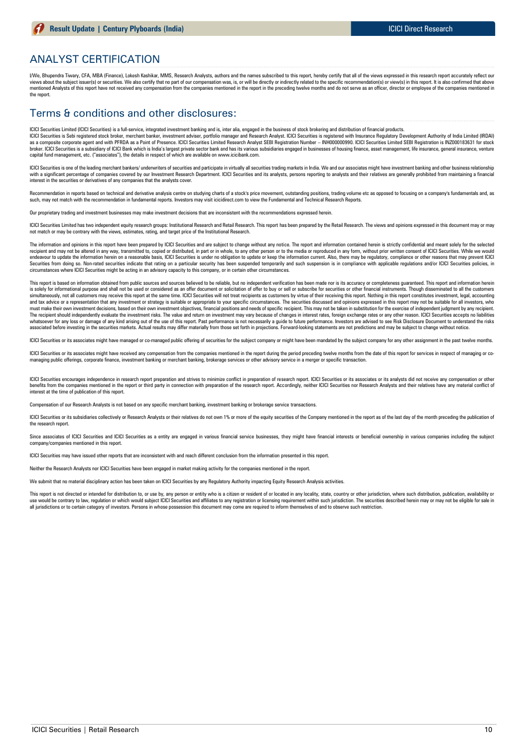## ANALYST CERTIFICATION

I/We, Bhupendra Tiwary, CFA, MBA (Finance), Lokesh Kashikar, MMS, Research Analysts, authors and the names subscribed to this report, hereby certify that all of the views expressed in this research report accurately reflect our views about the subject issuer(s) or securities. We also certify that no part of our compensation was, is, or will be directly or indirectly related to the specific recommendation(s) or view(s) in this report. It is also confirmed that above mentioned Analysts of this report have not received any compensation from the companies mentioned in the report in the preceding twelve months and do not serve as an officer, director or employee of the companies mentioned in the report.

## Terms & conditions and other disclosures:

ICICI Securities Limited (ICICI Securities) is a full-service, integrated investment banking and is, inter alia, engaged in the business of stock brokering and distribution of financial products.
ICICI Securities is Sebi registered stock broker, merchant banker, investment adviser, portfolio manager and Research Analyst. ICICI Securities is registered with Insurance Regulatory Development Authority of India Limited (IRDAI) as a composite corporate agent and with PFRDA as a Point of Presence. ICICI Securities Limited Research Analyst SEBI Registration Number – INH000000990. ICICI Securities Limited SEBI Registration is INZ000183631 for stock broker. ICICI Securities is a subsidiary of ICICI Bank which is India's largest private sector bank and has its various subsidiaries engaged in businesses of housing finance, asset management, life insurance, general insurance, venture capital fund management, etc. ("associates"), the details in respect of which are available on www.icicibank.com.

ICICI Securities is one of the leading merchant bankers/ underwriters of securities and participate in virtually all securities trading markets in India. We and our associates might have investment banking and other business relationship with a significant percentage of companies covered by our Investment Research Department. ICICI Securities and its analysts, persons reporting to analysts and their relatives are generally prohibited from maintaining a financial interest in the securities or derivatives of any companies that the analysts cover.

Recommendation in reports based on technical and derivative analysis centre on studying charts of a stock's price movement, outstanding positions, trading volume etc as opposed to focusing on a company's fundamentals and, as such, may not match with the recommendation in fundamental reports. Investors may visit icicidirect.com to view the Fundamental and Technical Research Reports.

Our proprietary trading and investment businesses may make investment decisions that are inconsistent with the recommendations expressed herein.

ICICI Securities Limited has two independent equity research groups: Institutional Research and Retail Research. This report has been prepared by the Retail Research. The views and opinions expressed in this document may or may not match or may be contrary with the views, estimates, rating, and target price of the Institutional Research.

The information and opinions in this report have been prepared by ICICI Securities and are subject to change without any notice. The report and information contained herein is strictly confidential and meant solely for the selected recipient and may not be altered in any way, transmitted to, copied or distributed, in part or in whole, to any other person or to the media or reproduced in any form, without prior written consent of ICICI Securities. While we would endeavour to update the information herein on a reasonable basis, ICICI Securities is under no obligation to update or keep the information current. Also, there may be regulatory, compliance or other reasons that may prevent ICICI Securities from doing so. Non-rated securities indicate that rating on a particular security has been suspended temporarily and such suspension is in compliance with applicable regulations and/or ICICI Securities policies, in circumstances where ICICI Securities might be acting in an advisory capacity to this company, or in certain other circumstances.

This report is based on information obtained from public sources and sources believed to be reliable, but no independent verification has been made nor is its accuracy or completeness guaranteed. This report and information herein is solely for informational purpose and shall not be used or considered as an offer document or solicitation of offer to buy or sell or subscribe for securities or other financial instruments. Though disseminated to all the customers simultaneously, not all customers may receive this report at the same time. ICICI Securities will not treat recipients as customers by virtue of their receiving this report. Nothing in this report constitutes investment, legal, accounting and tax advice or a representation that any investment or strategy is suitable or appropriate to your specific circumstances. The securities discussed and opinions expressed in this report may not be suitable for all investors, who must make their own investment decisions, based on their own investment objectives, financial positions and needs of specific recipient. This may not be taken in substitution for the exercise of independent judgment by any recipient. The recipient should independently evaluate the investment risks. The value and return on investment may vary because of changes in interest rates, foreign exchange rates or any other reason. ICICI Securities accepts no liabilities whatsoever for any loss or damage of any kind arising out of the use of this report. Past performance is not necessarily a guide to future performance. Investors are advised to see Risk Disclosure Document to understand the risks associated before investing in the securities markets. Actual results may differ materially from those set forth in projections. Forward-looking statements are not predictions and may be subject to change without notice.

ICICI Securities or its associates might have managed or co-managed public offering of securities for the subject company or might have been mandated by the subject company for any other assignment in the past twelve months.

ICICI Securities or its associates might have received any compensation from the companies mentioned in the report during the period preceding twelve months from the date of this report for services in respect of managing or co-managing public offerings, corporate finance, investment banking or merchant banking, brokerage services or other advisory service in a merger or specific transaction.

ICICI Securities encourages independence in research report preparation and strives to minimize conflict in preparation of research report. ICICI Securities or its associates or its analysts did not receive any compensation or other benefits from the companies mentioned in the report or third party in connection with preparation of the research report. Accordingly, neither ICICI Securities nor Research Analysts and their relatives have any material conflict of interest at the time of publication of this report.

Compensation of our Research Analysts is not based on any specific merchant banking, investment banking or brokerage service transactions.

ICICI Securities or its subsidiaries collectively or Research Analysts or their relatives do not own 1% or more of the equity securities of the Company mentioned in the report as of the last day of the month preceding the publication of the research report.

Since associates of ICICI Securities and ICICI Securities as a entity are engaged in various financial service businesses, they might have financial interests or beneficial ownership in various companies including the subject company/companies mentioned in this report.

ICICI Securities may have issued other reports that are inconsistent with and reach different conclusion from the information presented in this report.

Neither the Research Analysts nor ICICI Securities have been engaged in market making activity for the companies mentioned in the report.

We submit that no material disciplinary action has been taken on ICICI Securities by any Regulatory Authority impacting Equity Research Analysis activities.

This report is not directed or intended for distribution to, or use by, any person or entity who is a citizen or resident of or located in any locality, state, country or other jurisdiction, where such distribution, publication, availability or use would be contrary to law, regulation or which would subject ICICI Securities and affiliates to any registration or licensing requirement within such jurisdiction. The securities described herein may or may not be eligible for sale in all jurisdictions or to certain category of investors. Persons in whose possession this document may come are required to inform themselves of and to observe such restriction.